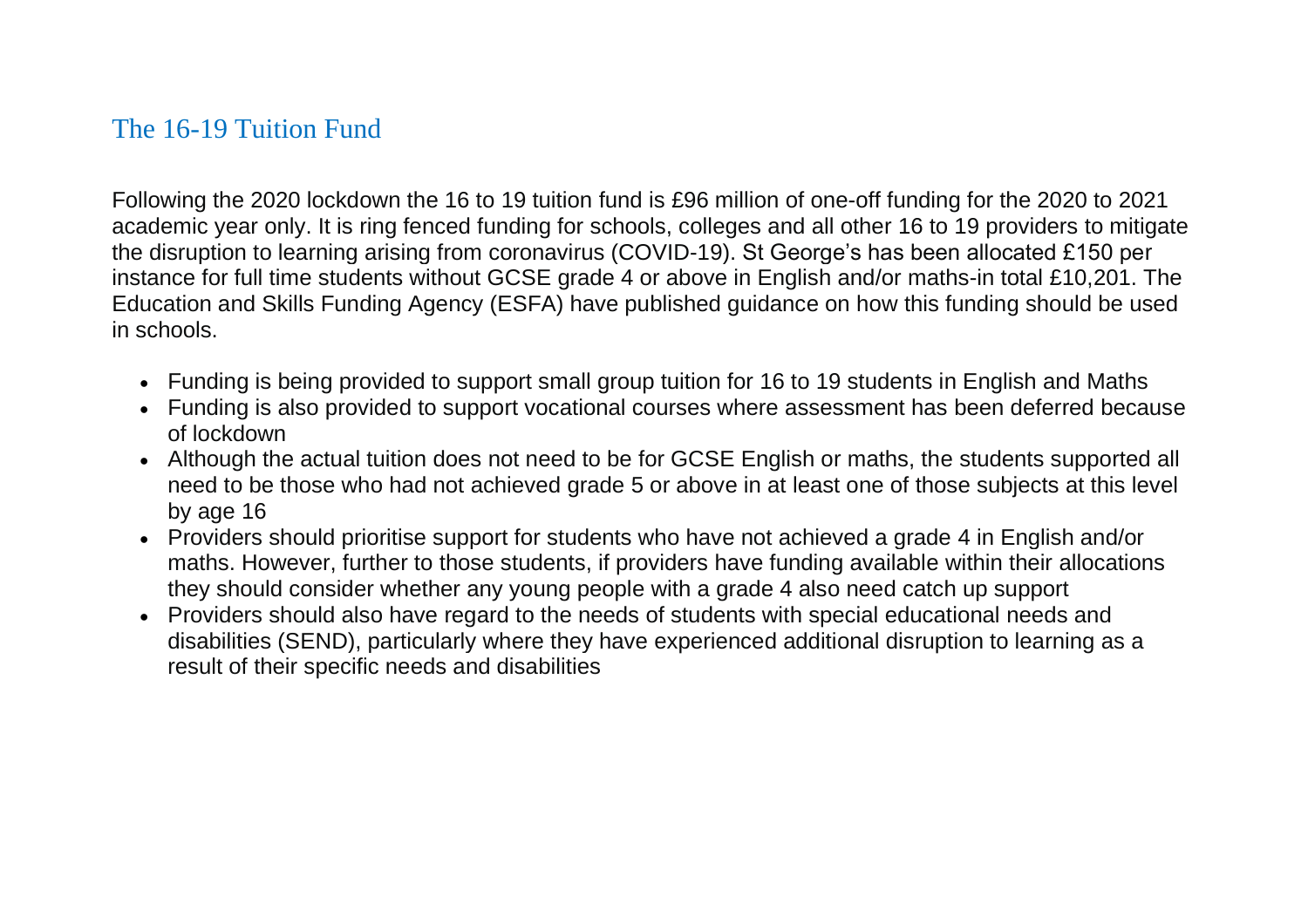## The 16-19 Tuition Fund

Following the 2020 lockdown the 16 to 19 tuition fund is £96 million of one-off funding for the 2020 to 2021 academic year only. It is ring fenced funding for schools, colleges and all other 16 to 19 providers to mitigate the disruption to learning arising from coronavirus (COVID-19). St George's has been allocated £150 per instance for full time students without GCSE grade 4 or above in English and/or maths-in total £10,201. The Education and Skills Funding Agency (ESFA) have published guidance on how this funding should be used in schools.

- Funding is being provided to support small group tuition for 16 to 19 students in English and Maths
- Funding is also provided to support vocational courses where assessment has been deferred because of lockdown
- Although the actual tuition does not need to be for GCSE English or maths, the students supported all need to be those who had not achieved grade 5 or above in at least one of those subjects at this level by age 16
- Providers should prioritise support for students who have not achieved a grade 4 in English and/or maths. However, further to those students, if providers have funding available within their allocations they should consider whether any young people with a grade 4 also need catch up support
- Providers should also have regard to the needs of students with special educational needs and disabilities (SEND), particularly where they have experienced additional disruption to learning as a result of their specific needs and disabilities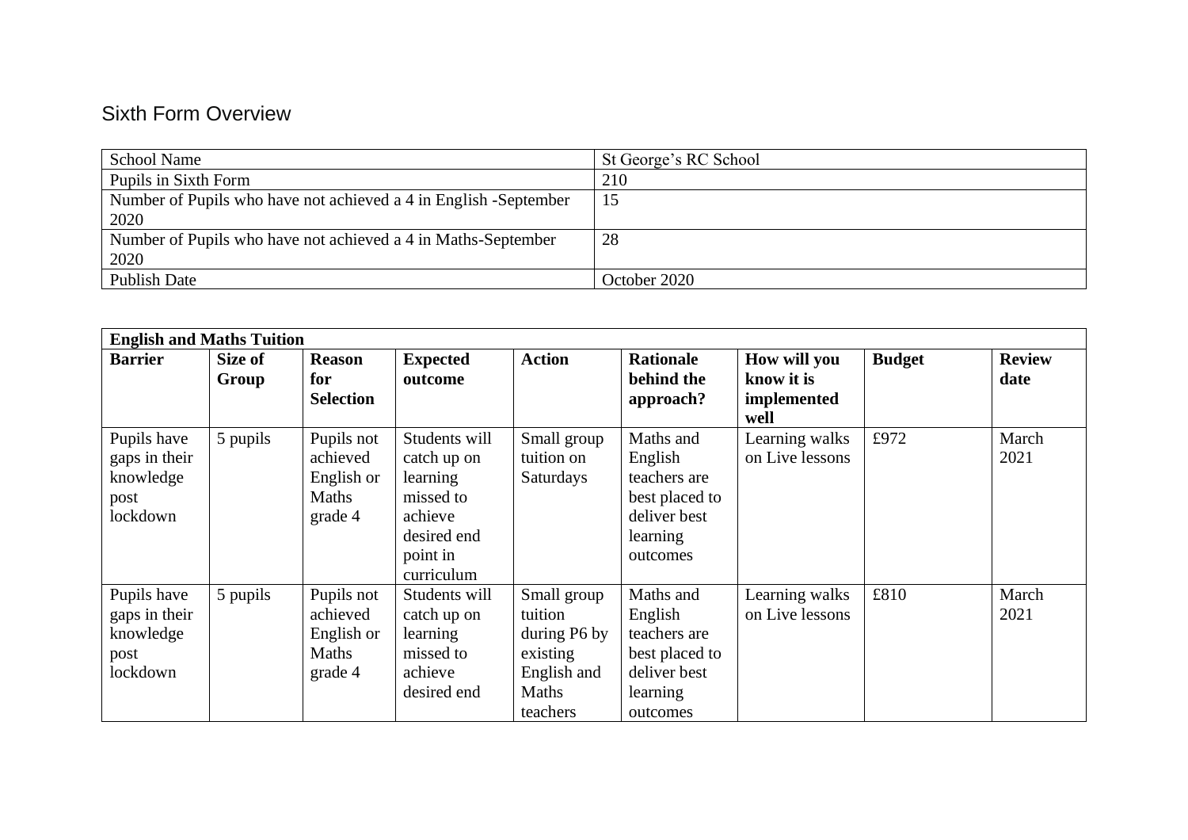# Sixth Form Overview

| School Name | St George's RC School |
|---|---|
| Pupils in Sixth Form | 210 |
| Number of Pupils who have not achieved a 4 in English -September 2020 | 15 |
| Number of Pupils who have not achieved a 4 in Maths-September 2020 | 28 |
| Publish Date | October 2020 |

| **English and Maths Tuition** | | | | | | | | |
|---|---|---|---|---|---|---|---|---|
| **Barrier** | **Size of Group** | **Reason for Selection** | **Expected outcome** | **Action** | **Rationale behind the approach?** | **How will you know it is implemented well** | **Budget** | **Review date** |
| Pupils have gaps in their knowledge post lockdown | 5 pupils | Pupils not achieved English or Maths grade 4 | Students will catch up on learning missed to achieve desired end point in curriculum | Small group tuition on Saturdays | Maths and English teachers are best placed to deliver best learning outcomes | Learning walks on Live lessons | £972 | March 2021 |
| Pupils have gaps in their knowledge post lockdown | 5 pupils | Pupils not achieved English or Maths grade 4 | Students will catch up on learning missed to achieve desired end | Small group tuition during P6 by existing English and Maths teachers | Maths and English teachers are best placed to deliver best learning outcomes | Learning walks on Live lessons | £810 | March 2021 |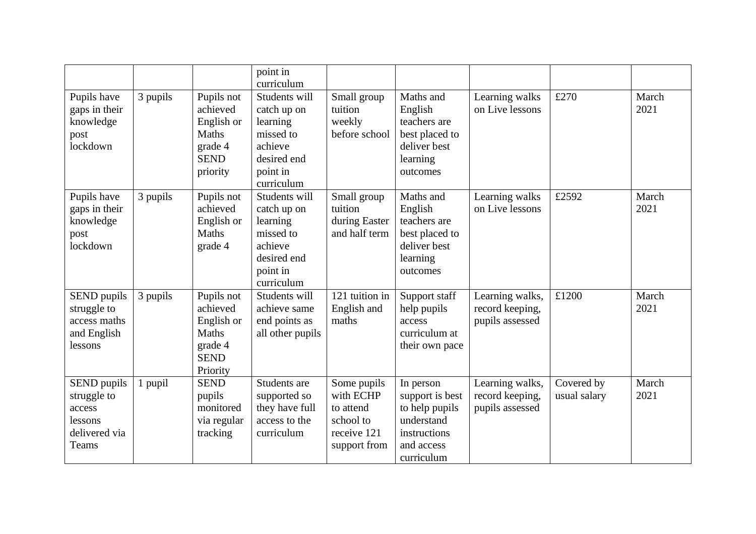|  |  |  | point in curriculum |  |  |  |  |  |
|---|---|---|---|---|---|---|---|---|
| Pupils have gaps in their knowledge post lockdown | 3 pupils | Pupils not achieved English or Maths grade 4 SEND priority | Students will catch up on learning missed to achieve desired end point in curriculum | Small group tuition weekly before school | Maths and English teachers are best placed to deliver best learning outcomes | Learning walks on Live lessons | £270 | March 2021 |
| Pupils have gaps in their knowledge post lockdown | 3 pupils | Pupils not achieved English or Maths grade 4 | Students will catch up on learning missed to achieve desired end point in curriculum | Small group tuition during Easter and half term | Maths and English teachers are best placed to deliver best learning outcomes | Learning walks on Live lessons | £2592 | March 2021 |
| SEND pupils struggle to access maths and English lessons | 3 pupils | Pupils not achieved English or Maths grade 4 SEND Priority | Students will achieve same end points as all other pupils | 121 tuition in English and maths | Support staff help pupils access curriculum at their own pace | Learning walks, record keeping, pupils assessed | £1200 | March 2021 |
| SEND pupils struggle to access lessons delivered via Teams | 1 pupil | SEND pupils monitored via regular tracking | Students are supported so they have full access to the curriculum | Some pupils with ECHP to attend school to receive 121 support from | In person support is best to help pupils understand instructions and access curriculum | Learning walks, record keeping, pupils assessed | Covered by usual salary | March 2021 |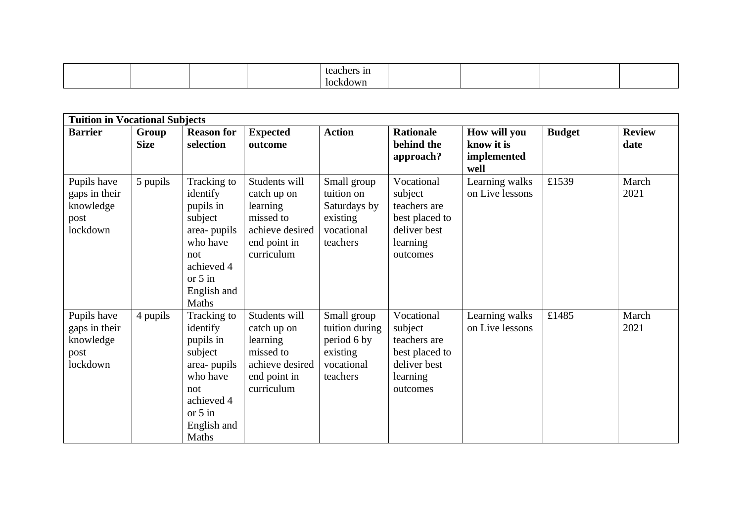| | | | | teachers in lockdown | | | | |
|---|---|---|---|---|---|---|---|---|

| **Tuition in Vocational Subjects** | | | | | | | | |
|---|---|---|---|---|---|---|---|---|
| **Barrier** | **Group Size** | **Reason for selection** | **Expected outcome** | **Action** | **Rationale behind the approach?** | **How will you know it is implemented well** | **Budget** | **Review date** |
| Pupils have gaps in their knowledge post lockdown | 5 pupils | Tracking to identify pupils in subject area- pupils who have not achieved 4 or 5 in English and Maths | Students will catch up on learning missed to achieve desired end point in curriculum | Small group tuition on Saturdays by existing vocational teachers | Vocational subject teachers are best placed to deliver best learning outcomes | Learning walks on Live lessons | £1539 | March 2021 |
| Pupils have gaps in their knowledge post lockdown | 4 pupils | Tracking to identify pupils in subject area- pupils who have not achieved 4 or 5 in English and Maths | Students will catch up on learning missed to achieve desired end point in curriculum | Small group tuition during period 6 by existing vocational teachers | Vocational subject teachers are best placed to deliver best learning outcomes | Learning walks on Live lessons | £1485 | March 2021 |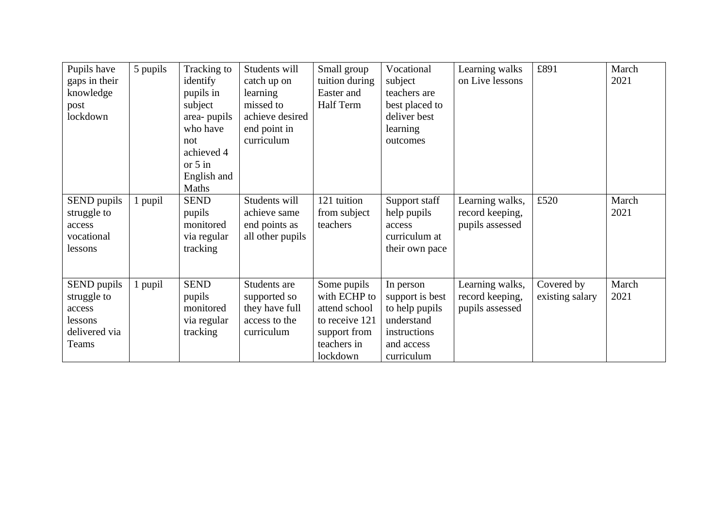| | | | | | | | | |
|---|---|---|---|---|---|---|---|---|
| Pupils have gaps in their knowledge post lockdown | 5 pupils | Tracking to identify pupils in subject area- pupils who have not achieved 4 or 5 in English and Maths | Students will catch up on learning missed to achieve desired end point in curriculum | Small group tuition during Easter and Half Term | Vocational subject teachers are best placed to deliver best learning outcomes | Learning walks on Live lessons | £891 | March 2021 |
| SEND pupils struggle to access vocational lessons | 1 pupil | SEND pupils monitored via regular tracking | Students will achieve same end points as all other pupils | 121 tuition from subject teachers | Support staff help pupils access curriculum at their own pace | Learning walks, record keeping, pupils assessed | £520 | March 2021 |
| SEND pupils struggle to access lessons delivered via Teams | 1 pupil | SEND pupils monitored via regular tracking | Students are supported so they have full access to the curriculum | Some pupils with ECHP to attend school to receive 121 support from teachers in lockdown | In person support is best to help pupils understand instructions and access curriculum | Learning walks, record keeping, pupils assessed | Covered by existing salary | March 2021 |